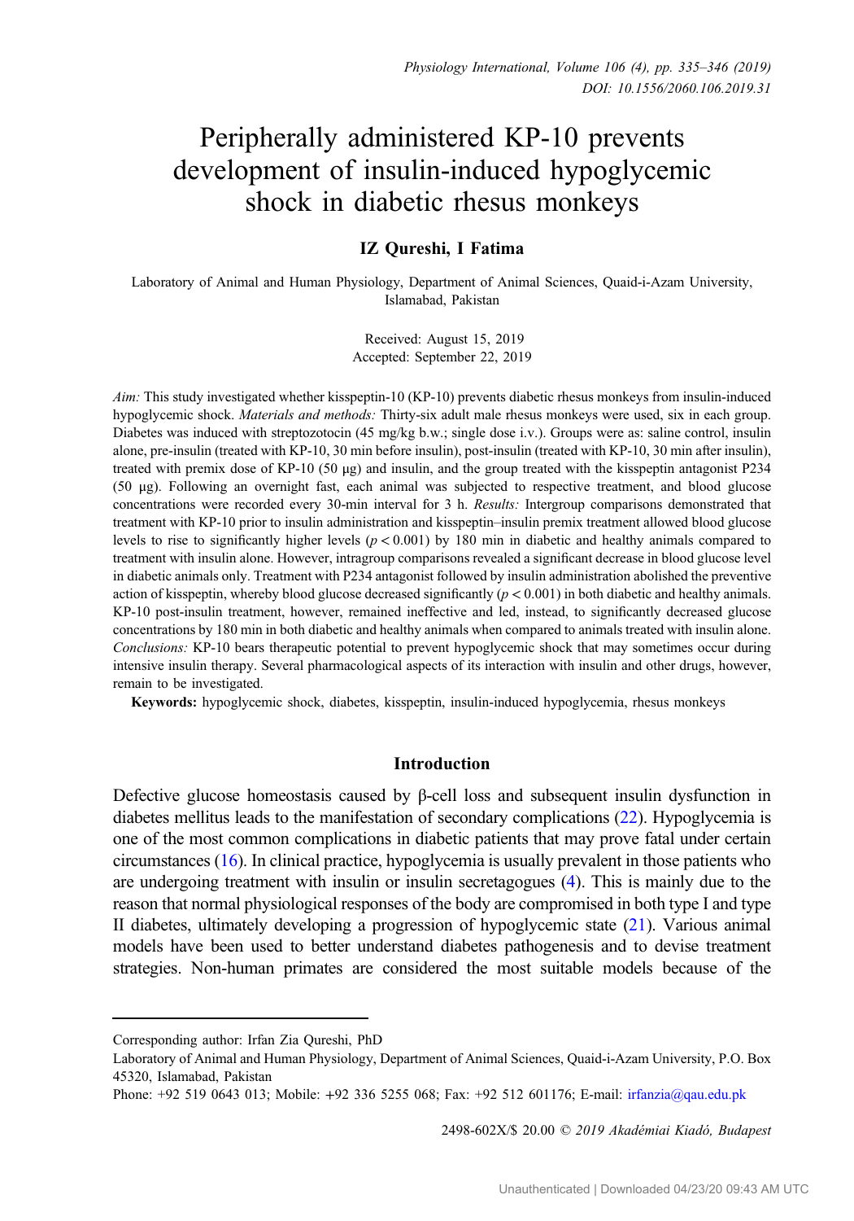# Peripherally administered KP-10 prevents development of insulin-induced hypoglycemic shock in diabetic rhesus monkeys

**IZ Qureshi, I Fatima**

Laboratory of Animal and Human Physiology, Department of Animal Sciences, Quaid-i-Azam University, Islamabad, Pakistan

Received: August 15, 2019
Accepted: September 22, 2019

*Aim:* This study investigated whether kisspeptin-10 (KP-10) prevents diabetic rhesus monkeys from insulin-induced hypoglycemic shock. *Materials and methods:* Thirty-six adult male rhesus monkeys were used, six in each group. Diabetes was induced with streptozotocin (45 mg/kg b.w.; single dose i.v.). Groups were as: saline control, insulin alone, pre-insulin (treated with KP-10, 30 min before insulin), post-insulin (treated with KP-10, 30 min after insulin), treated with premix dose of KP-10 (50 μg) and insulin, and the group treated with the kisspeptin antagonist P234 (50 μg). Following an overnight fast, each animal was subjected to respective treatment, and blood glucose concentrations were recorded every 30-min interval for 3 h. *Results:* Intergroup comparisons demonstrated that treatment with KP-10 prior to insulin administration and kisspeptin–insulin premix treatment allowed blood glucose levels to rise to significantly higher levels ($p < 0.001$) by 180 min in diabetic and healthy animals compared to treatment with insulin alone. However, intragroup comparisons revealed a significant decrease in blood glucose level in diabetic animals only. Treatment with P234 antagonist followed by insulin administration abolished the preventive action of kisspeptin, whereby blood glucose decreased significantly ($p < 0.001$) in both diabetic and healthy animals. KP-10 post-insulin treatment, however, remained ineffective and led, instead, to significantly decreased glucose concentrations by 180 min in both diabetic and healthy animals when compared to animals treated with insulin alone. *Conclusions:* KP-10 bears therapeutic potential to prevent hypoglycemic shock that may sometimes occur during intensive insulin therapy. Several pharmacological aspects of its interaction with insulin and other drugs, however, remain to be investigated.

**Keywords:** hypoglycemic shock, diabetes, kisspeptin, insulin-induced hypoglycemia, rhesus monkeys

## Introduction

Defective glucose homeostasis caused by β-cell loss and subsequent insulin dysfunction in diabetes mellitus leads to the manifestation of secondary complications (22). Hypoglycemia is one of the most common complications in diabetic patients that may prove fatal under certain circumstances (16). In clinical practice, hypoglycemia is usually prevalent in those patients who are undergoing treatment with insulin or insulin secretagogues (4). This is mainly due to the reason that normal physiological responses of the body are compromised in both type I and type II diabetes, ultimately developing a progression of hypoglycemic state (21). Various animal models have been used to better understand diabetes pathogenesis and to devise treatment strategies. Non-human primates are considered the most suitable models because of the

---

Corresponding author: Irfan Zia Qureshi, PhD

Laboratory of Animal and Human Physiology, Department of Animal Sciences, Quaid-i-Azam University, P.O. Box 45320, Islamabad, Pakistan

Phone: +92 519 0643 013; Mobile: +92 336 5255 068; Fax: +92 512 601176; E-mail: irfanzia@qau.edu.pk

2498-602X/$ 20.00 © 2019 Akadémiai Kiadó, Budapest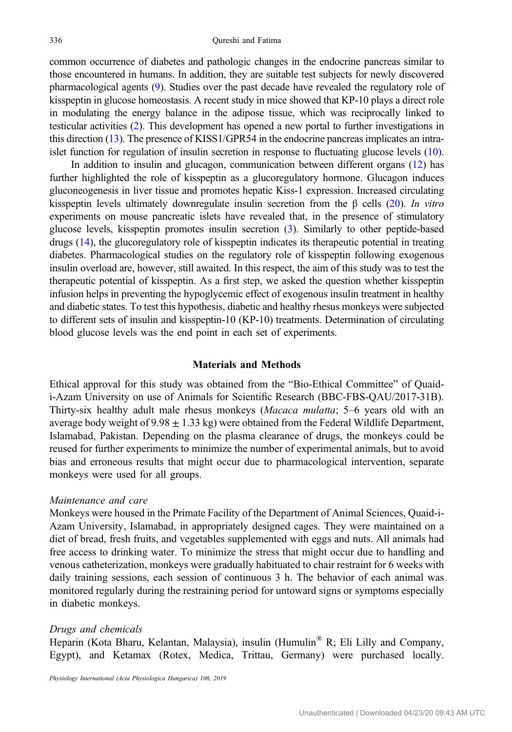common occurrence of diabetes and pathologic changes in the endocrine pancreas similar to those encountered in humans. In addition, they are suitable test subjects for newly discovered pharmacological agents (9). Studies over the past decade have revealed the regulatory role of kisspeptin in glucose homeostasis. A recent study in mice showed that KP-10 plays a direct role in modulating the energy balance in the adipose tissue, which was reciprocally linked to testicular activities (2). This development has opened a new portal to further investigations in this direction (13). The presence of KISS1/GPR54 in the endocrine pancreas implicates an intra-islet function for regulation of insulin secretion in response to fluctuating glucose levels (10).

In addition to insulin and glucagon, communication between different organs (12) has further highlighted the role of kisspeptin as a glucoregulatory hormone. Glucagon induces gluconeogenesis in liver tissue and promotes hepatic Kiss-1 expression. Increased circulating kisspeptin levels ultimately downregulate insulin secretion from the β cells (20). *In vitro* experiments on mouse pancreatic islets have revealed that, in the presence of stimulatory glucose levels, kisspeptin promotes insulin secretion (3). Similarly to other peptide-based drugs (14), the glucoregulatory role of kisspeptin indicates its therapeutic potential in treating diabetes. Pharmacological studies on the regulatory role of kisspeptin following exogenous insulin overload are, however, still awaited. In this respect, the aim of this study was to test the therapeutic potential of kisspeptin. As a first step, we asked the question whether kisspeptin infusion helps in preventing the hypoglycemic effect of exogenous insulin treatment in healthy and diabetic states. To test this hypothesis, diabetic and healthy rhesus monkeys were subjected to different sets of insulin and kisspeptin-10 (KP-10) treatments. Determination of circulating blood glucose levels was the end point in each set of experiments.

## Materials and Methods

Ethical approval for this study was obtained from the "Bio-Ethical Committee" of Quaid-i-Azam University on use of Animals for Scientific Research (BBC-FBS-QAU/2017-31B). Thirty-six healthy adult male rhesus monkeys (*Macaca mulatta*; 5–6 years old with an average body weight of $9.98 \pm 1.33$ kg) were obtained from the Federal Wildlife Department, Islamabad, Pakistan. Depending on the plasma clearance of drugs, the monkeys could be reused for further experiments to minimize the number of experimental animals, but to avoid bias and erroneous results that might occur due to pharmacological intervention, separate monkeys were used for all groups.

### *Maintenance and care*

Monkeys were housed in the Primate Facility of the Department of Animal Sciences, Quaid-i-Azam University, Islamabad, in appropriately designed cages. They were maintained on a diet of bread, fresh fruits, and vegetables supplemented with eggs and nuts. All animals had free access to drinking water. To minimize the stress that might occur due to handling and venous catheterization, monkeys were gradually habituated to chair restraint for 6 weeks with daily training sessions, each session of continuous 3 h. The behavior of each animal was monitored regularly during the restraining period for untoward signs or symptoms especially in diabetic monkeys.

### *Drugs and chemicals*

Heparin (Kota Bharu, Kelantan, Malaysia), insulin (Humulin® R; Eli Lilly and Company, Egypt), and Ketamax (Rotex, Medica, Trittau, Germany) were purchased locally.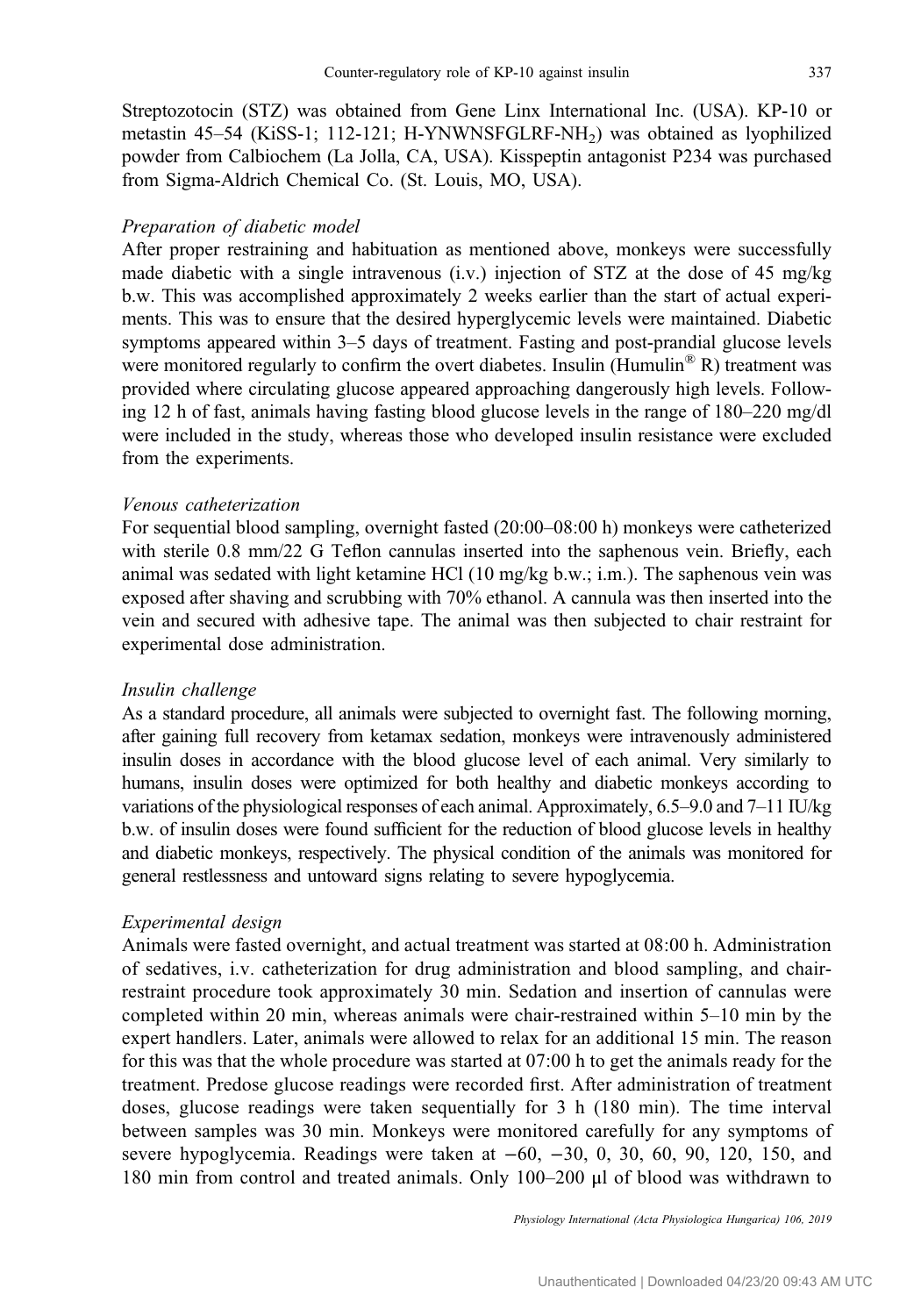Streptozotocin (STZ) was obtained from Gene Linx International Inc. (USA). KP-10 or metastin 45–54 (KiSS-1; 112-121; H-YNWNSFGLRF-$NH_2$) was obtained as lyophilized powder from Calbiochem (La Jolla, CA, USA). Kisspeptin antagonist P234 was purchased from Sigma-Aldrich Chemical Co. (St. Louis, MO, USA).

*Preparation of diabetic model*

After proper restraining and habituation as mentioned above, monkeys were successfully made diabetic with a single intravenous (i.v.) injection of STZ at the dose of 45 mg/kg b.w. This was accomplished approximately 2 weeks earlier than the start of actual experiments. This was to ensure that the desired hyperglycemic levels were maintained. Diabetic symptoms appeared within 3–5 days of treatment. Fasting and post-prandial glucose levels were monitored regularly to confirm the overt diabetes. Insulin (Humulin® R) treatment was provided where circulating glucose appeared approaching dangerously high levels. Following 12 h of fast, animals having fasting blood glucose levels in the range of 180–220 mg/dl were included in the study, whereas those who developed insulin resistance were excluded from the experiments.

*Venous catheterization*

For sequential blood sampling, overnight fasted (20:00–08:00 h) monkeys were catheterized with sterile 0.8 mm/22 G Teflon cannulas inserted into the saphenous vein. Briefly, each animal was sedated with light ketamine HCl (10 mg/kg b.w.; i.m.). The saphenous vein was exposed after shaving and scrubbing with 70% ethanol. A cannula was then inserted into the vein and secured with adhesive tape. The animal was then subjected to chair restraint for experimental dose administration.

*Insulin challenge*

As a standard procedure, all animals were subjected to overnight fast. The following morning, after gaining full recovery from ketamax sedation, monkeys were intravenously administered insulin doses in accordance with the blood glucose level of each animal. Very similarly to humans, insulin doses were optimized for both healthy and diabetic monkeys according to variations of the physiological responses of each animal. Approximately, 6.5–9.0 and 7–11 IU/kg b.w. of insulin doses were found sufficient for the reduction of blood glucose levels in healthy and diabetic monkeys, respectively. The physical condition of the animals was monitored for general restlessness and untoward signs relating to severe hypoglycemia.

*Experimental design*

Animals were fasted overnight, and actual treatment was started at 08:00 h. Administration of sedatives, i.v. catheterization for drug administration and blood sampling, and chair-restraint procedure took approximately 30 min. Sedation and insertion of cannulas were completed within 20 min, whereas animals were chair-restrained within 5–10 min by the expert handlers. Later, animals were allowed to relax for an additional 15 min. The reason for this was that the whole procedure was started at 07:00 h to get the animals ready for the treatment. Predose glucose readings were recorded first. After administration of treatment doses, glucose readings were taken sequentially for 3 h (180 min). The time interval between samples was 30 min. Monkeys were monitored carefully for any symptoms of severe hypoglycemia. Readings were taken at −60, −30, 0, 30, 60, 90, 120, 150, and 180 min from control and treated animals. Only 100–200 μl of blood was withdrawn to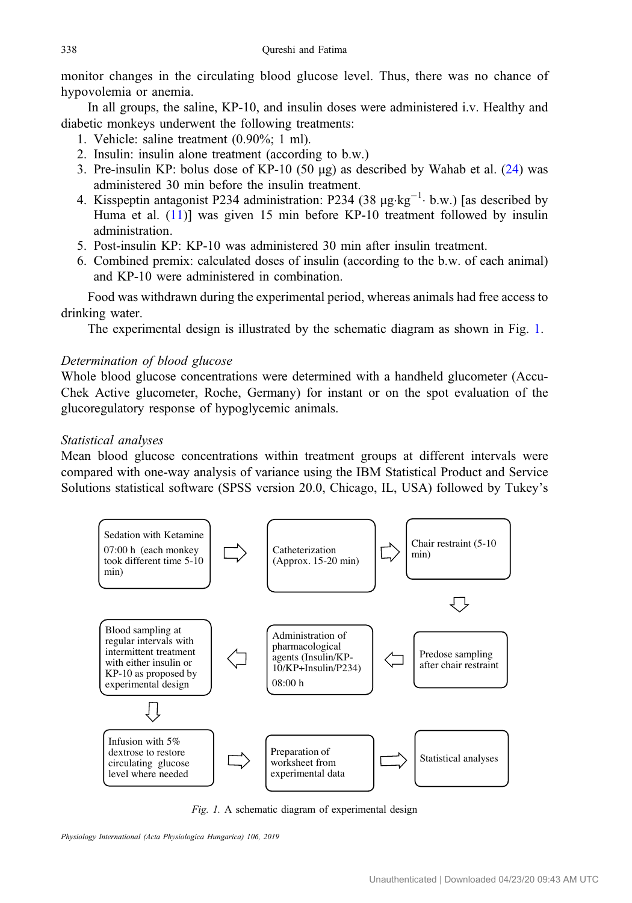monitor changes in the circulating blood glucose level. Thus, there was no chance of hypovolemia or anemia.

In all groups, the saline, KP-10, and insulin doses were administered i.v. Healthy and diabetic monkeys underwent the following treatments:

1. Vehicle: saline treatment (0.90%; 1 ml).
2. Insulin: insulin alone treatment (according to b.w.)
3. Pre-insulin KP: bolus dose of KP-10 (50 μg) as described by Wahab et al. (24) was administered 30 min before the insulin treatment.
4. Kisspeptin antagonist P234 administration: P234 (38 $\mu g \cdot kg^{-1} \cdot$ b.w.) [as described by Huma et al. (11)] was given 15 min before KP-10 treatment followed by insulin administration.
5. Post-insulin KP: KP-10 was administered 30 min after insulin treatment.
6. Combined premix: calculated doses of insulin (according to the b.w. of each animal) and KP-10 were administered in combination.

Food was withdrawn during the experimental period, whereas animals had free access to drinking water.

The experimental design is illustrated by the schematic diagram as shown in Fig. 1.

### *Determination of blood glucose*

Whole blood glucose concentrations were determined with a handheld glucometer (Accu-Chek Active glucometer, Roche, Germany) for instant or on the spot evaluation of the glucoregulatory response of hypoglycemic animals.

### *Statistical analyses*

Mean blood glucose concentrations within treatment groups at different intervals were compared with one-way analysis of variance using the IBM Statistical Product and Service Solutions statistical software (SPSS version 20.0, Chicago, IL, USA) followed by Tukey's

Sedation with Ketamine 07:00 h (each monkey took different time 5-10 min) → Catheterization (Approx. 15-20 min) → Chair restraint (5-10 min) → Predose sampling after chair restraint → Administration of pharmacological agents (Insulin/KP-10/KP+Insulin/P234) 08:00 h → Blood sampling at regular intervals with intermittent treatment with either insulin or KP-10 as proposed by experimental design → Infusion with 5% dextrose to restore circulating glucose level where needed → Preparation of worksheet from experimental data → Statistical analyses

*Fig. 1.* A schematic diagram of experimental design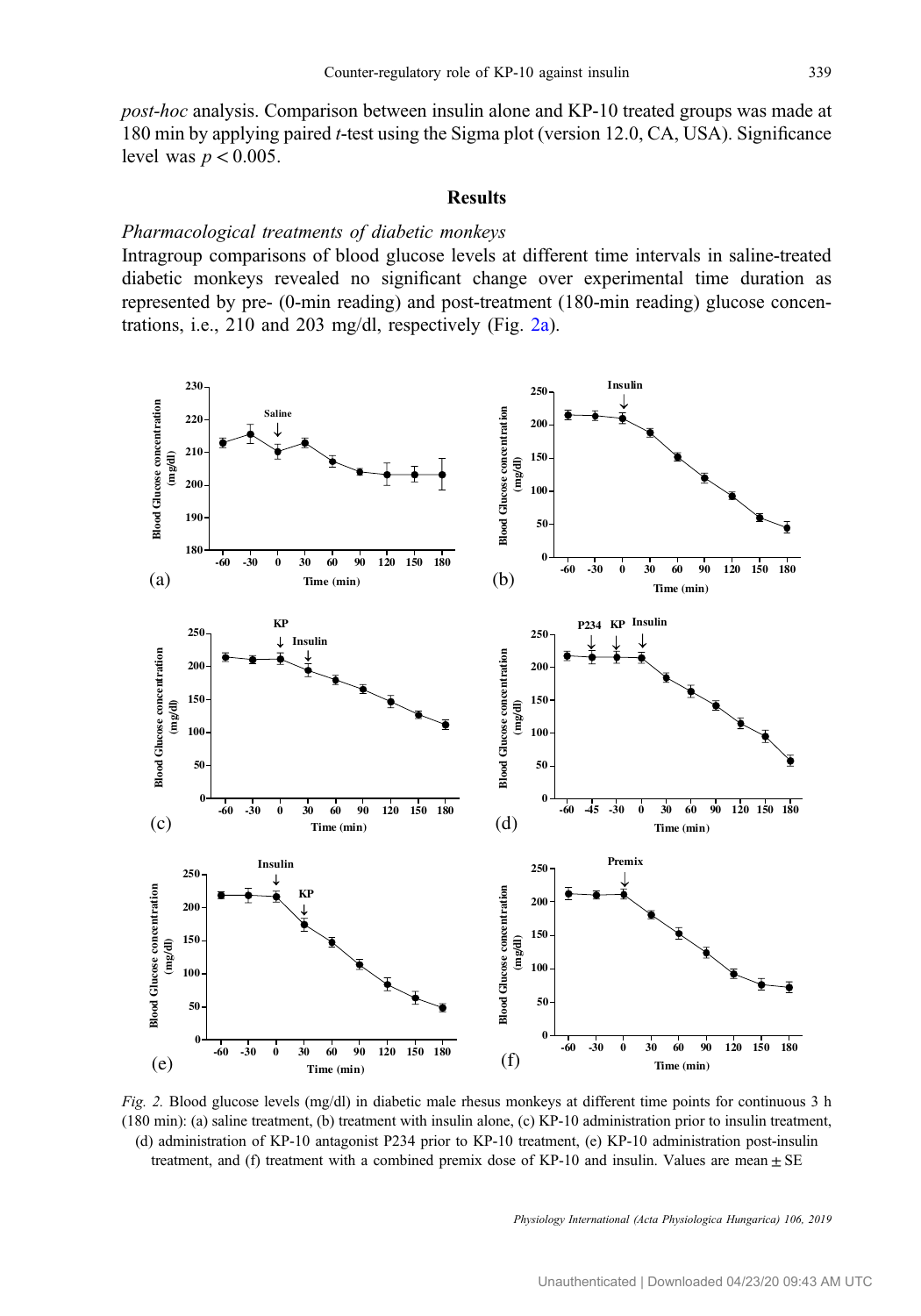*post-hoc* analysis. Comparison between insulin alone and KP-10 treated groups was made at 180 min by applying paired *t*-test using the Sigma plot (version 12.0, CA, USA). Significance level was $p < 0.005$.

## Results

### *Pharmacological treatments of diabetic monkeys*

Intragroup comparisons of blood glucose levels at different time intervals in saline-treated diabetic monkeys revealed no significant change over experimental time duration as represented by pre- (0-min reading) and post-treatment (180-min reading) glucose concentrations, i.e., 210 and 203 mg/dl, respectively (Fig. 2a).

*Fig. 2.* Blood glucose levels (mg/dl) in diabetic male rhesus monkeys at different time points for continuous 3 h (180 min): (a) saline treatment, (b) treatment with insulin alone, (c) KP-10 administration prior to insulin treatment, (d) administration of KP-10 antagonist P234 prior to KP-10 treatment, (e) KP-10 administration post-insulin treatment, and (f) treatment with a combined premix dose of KP-10 and insulin. Values are mean ± SE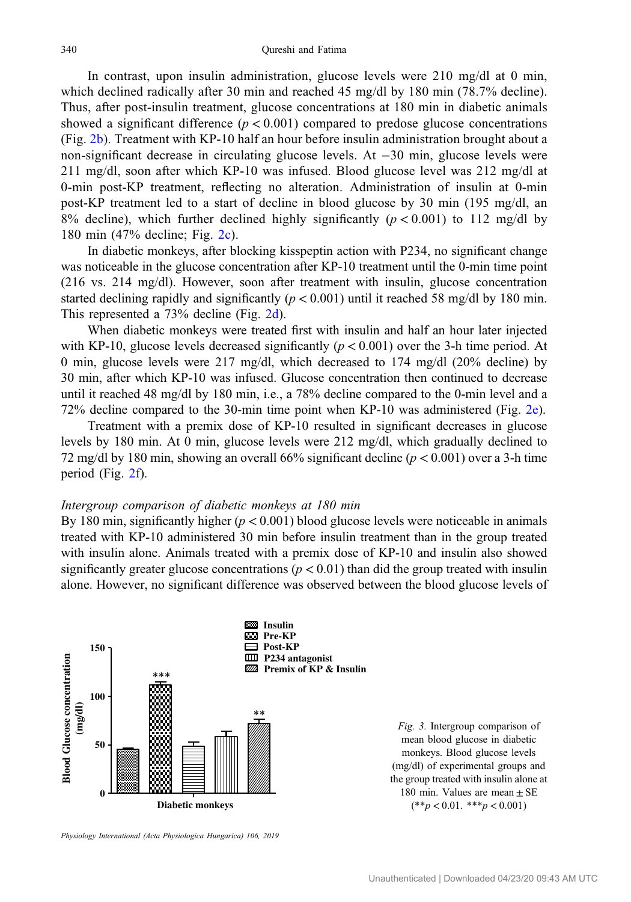In contrast, upon insulin administration, glucose levels were 210 mg/dl at 0 min, which declined radically after 30 min and reached 45 mg/dl by 180 min (78.7% decline). Thus, after post-insulin treatment, glucose concentrations at 180 min in diabetic animals showed a significant difference ($p < 0.001$) compared to predose glucose concentrations (Fig. 2b). Treatment with KP-10 half an hour before insulin administration brought about a non-significant decrease in circulating glucose levels. At −30 min, glucose levels were 211 mg/dl, soon after which KP-10 was infused. Blood glucose level was 212 mg/dl at 0-min post-KP treatment, reflecting no alteration. Administration of insulin at 0-min post-KP treatment led to a start of decline in blood glucose by 30 min (195 mg/dl, an 8% decline), which further declined highly significantly ($p < 0.001$) to 112 mg/dl by 180 min (47% decline; Fig. 2c).

In diabetic monkeys, after blocking kisspeptin action with P234, no significant change was noticeable in the glucose concentration after KP-10 treatment until the 0-min time point (216 vs. 214 mg/dl). However, soon after treatment with insulin, glucose concentration started declining rapidly and significantly ($p < 0.001$) until it reached 58 mg/dl by 180 min. This represented a 73% decline (Fig. 2d).

When diabetic monkeys were treated first with insulin and half an hour later injected with KP-10, glucose levels decreased significantly ($p < 0.001$) over the 3-h time period. At 0 min, glucose levels were 217 mg/dl, which decreased to 174 mg/dl (20% decline) by 30 min, after which KP-10 was infused. Glucose concentration then continued to decrease until it reached 48 mg/dl by 180 min, i.e., a 78% decline compared to the 0-min level and a 72% decline compared to the 30-min time point when KP-10 was administered (Fig. 2e).

Treatment with a premix dose of KP-10 resulted in significant decreases in glucose levels by 180 min. At 0 min, glucose levels were 212 mg/dl, which gradually declined to 72 mg/dl by 180 min, showing an overall 66% significant decline ($p < 0.001$) over a 3-h time period (Fig. 2f).

*Intergroup comparison of diabetic monkeys at 180 min*

By 180 min, significantly higher ($p < 0.001$) blood glucose levels were noticeable in animals treated with KP-10 administered 30 min before insulin treatment than in the group treated with insulin alone. Animals treated with a premix dose of KP-10 and insulin also showed significantly greater glucose concentrations ($p < 0.01$) than did the group treated with insulin alone. However, no significant difference was observed between the blood glucose levels of

*Fig. 3.* Intergroup comparison of mean blood glucose in diabetic monkeys. Blood glucose levels (mg/dl) of experimental groups and the group treated with insulin alone at 180 min. Values are mean ± SE (**$p < 0.01$. ***$p < 0.001$)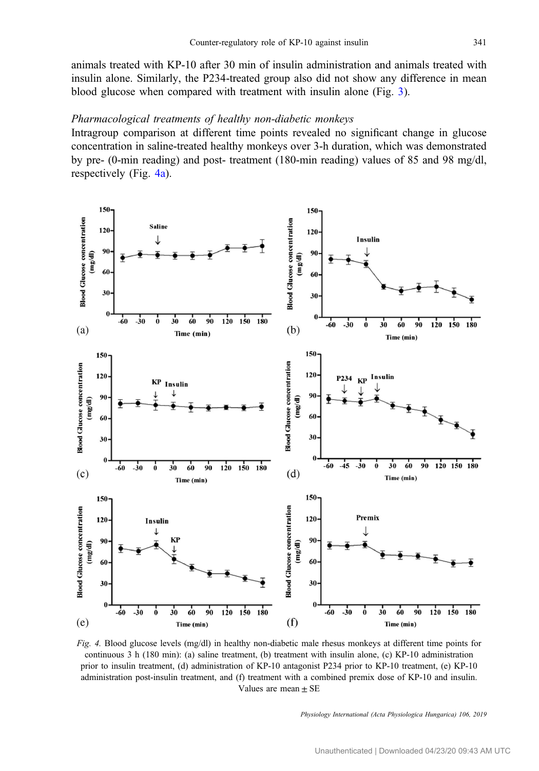animals treated with KP-10 after 30 min of insulin administration and animals treated with insulin alone. Similarly, the P234-treated group also did not show any difference in mean blood glucose when compared with treatment with insulin alone (Fig. 3).

*Pharmacological treatments of healthy non-diabetic monkeys*

Intragroup comparison at different time points revealed no significant change in glucose concentration in saline-treated healthy monkeys over 3-h duration, which was demonstrated by pre- (0-min reading) and post- treatment (180-min reading) values of 85 and 98 mg/dl, respectively (Fig. 4a).

*Fig. 4.* Blood glucose levels (mg/dl) in healthy non-diabetic male rhesus monkeys at different time points for continuous 3 h (180 min): (a) saline treatment, (b) treatment with insulin alone, (c) KP-10 administration prior to insulin treatment, (d) administration of KP-10 antagonist P234 prior to KP-10 treatment, (e) KP-10 administration post-insulin treatment, and (f) treatment with a combined premix dose of KP-10 and insulin. Values are mean ± SE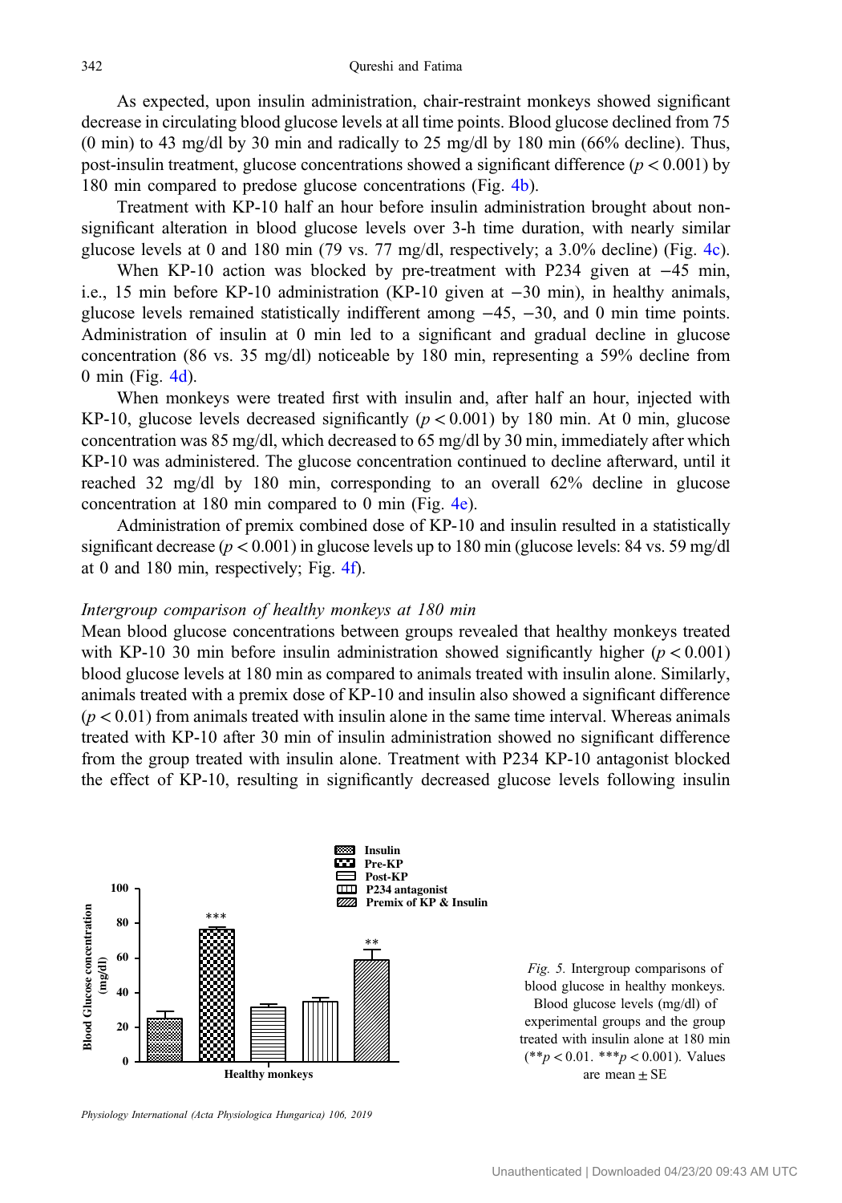As expected, upon insulin administration, chair-restraint monkeys showed significant decrease in circulating blood glucose levels at all time points. Blood glucose declined from 75 (0 min) to 43 mg/dl by 30 min and radically to 25 mg/dl by 180 min (66% decline). Thus, post-insulin treatment, glucose concentrations showed a significant difference ($p < 0.001$) by 180 min compared to predose glucose concentrations (Fig. 4b).

Treatment with KP-10 half an hour before insulin administration brought about non-significant alteration in blood glucose levels over 3-h time duration, with nearly similar glucose levels at 0 and 180 min (79 vs. 77 mg/dl, respectively; a 3.0% decline) (Fig. 4c).

When KP-10 action was blocked by pre-treatment with P234 given at −45 min, i.e., 15 min before KP-10 administration (KP-10 given at −30 min), in healthy animals, glucose levels remained statistically indifferent among −45, −30, and 0 min time points. Administration of insulin at 0 min led to a significant and gradual decline in glucose concentration (86 vs. 35 mg/dl) noticeable by 180 min, representing a 59% decline from 0 min (Fig. 4d).

When monkeys were treated first with insulin and, after half an hour, injected with KP-10, glucose levels decreased significantly ($p < 0.001$) by 180 min. At 0 min, glucose concentration was 85 mg/dl, which decreased to 65 mg/dl by 30 min, immediately after which KP-10 was administered. The glucose concentration continued to decline afterward, until it reached 32 mg/dl by 180 min, corresponding to an overall 62% decline in glucose concentration at 180 min compared to 0 min (Fig. 4e).

Administration of premix combined dose of KP-10 and insulin resulted in a statistically significant decrease ($p < 0.001$) in glucose levels up to 180 min (glucose levels: 84 vs. 59 mg/dl at 0 and 180 min, respectively; Fig. 4f).

*Intergroup comparison of healthy monkeys at 180 min*

Mean blood glucose concentrations between groups revealed that healthy monkeys treated with KP-10 30 min before insulin administration showed significantly higher ($p < 0.001$) blood glucose levels at 180 min as compared to animals treated with insulin alone. Similarly, animals treated with a premix dose of KP-10 and insulin also showed a significant difference ($p < 0.01$) from animals treated with insulin alone in the same time interval. Whereas animals treated with KP-10 after 30 min of insulin administration showed no significant difference from the group treated with insulin alone. Treatment with P234 KP-10 antagonist blocked the effect of KP-10, resulting in significantly decreased glucose levels following insulin

*Fig. 5.* Intergroup comparisons of blood glucose in healthy monkeys. Blood glucose levels (mg/dl) of experimental groups and the group treated with insulin alone at 180 min (**$p < 0.01$. ***$p < 0.001$). Values are mean ± SE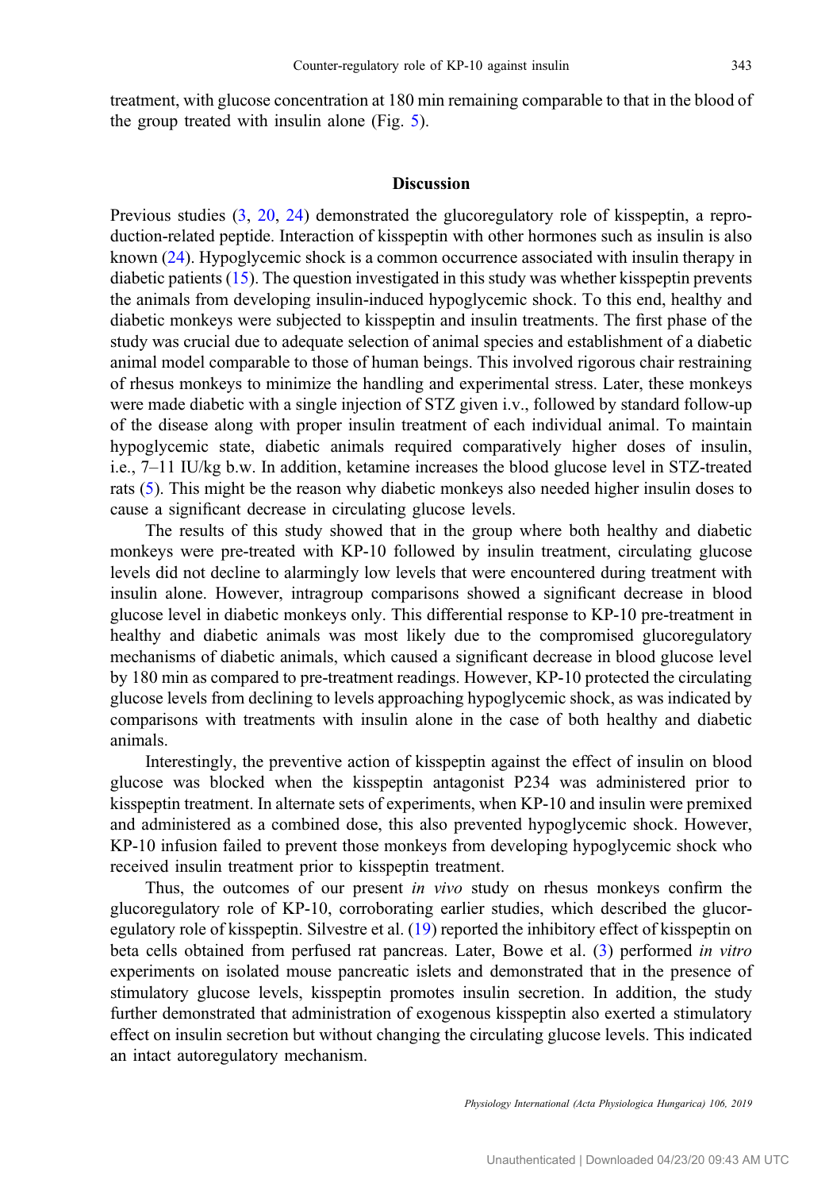treatment, with glucose concentration at 180 min remaining comparable to that in the blood of the group treated with insulin alone (Fig. 5).

## Discussion

Previous studies (3, 20, 24) demonstrated the glucoregulatory role of kisspeptin, a reproduction-related peptide. Interaction of kisspeptin with other hormones such as insulin is also known (24). Hypoglycemic shock is a common occurrence associated with insulin therapy in diabetic patients (15). The question investigated in this study was whether kisspeptin prevents the animals from developing insulin-induced hypoglycemic shock. To this end, healthy and diabetic monkeys were subjected to kisspeptin and insulin treatments. The first phase of the study was crucial due to adequate selection of animal species and establishment of a diabetic animal model comparable to those of human beings. This involved rigorous chair restraining of rhesus monkeys to minimize the handling and experimental stress. Later, these monkeys were made diabetic with a single injection of STZ given i.v., followed by standard follow-up of the disease along with proper insulin treatment of each individual animal. To maintain hypoglycemic state, diabetic animals required comparatively higher doses of insulin, i.e., 7–11 IU/kg b.w. In addition, ketamine increases the blood glucose level in STZ-treated rats (5). This might be the reason why diabetic monkeys also needed higher insulin doses to cause a significant decrease in circulating glucose levels.

The results of this study showed that in the group where both healthy and diabetic monkeys were pre-treated with KP-10 followed by insulin treatment, circulating glucose levels did not decline to alarmingly low levels that were encountered during treatment with insulin alone. However, intragroup comparisons showed a significant decrease in blood glucose level in diabetic monkeys only. This differential response to KP-10 pre-treatment in healthy and diabetic animals was most likely due to the compromised glucoregulatory mechanisms of diabetic animals, which caused a significant decrease in blood glucose level by 180 min as compared to pre-treatment readings. However, KP-10 protected the circulating glucose levels from declining to levels approaching hypoglycemic shock, as was indicated by comparisons with treatments with insulin alone in the case of both healthy and diabetic animals.

Interestingly, the preventive action of kisspeptin against the effect of insulin on blood glucose was blocked when the kisspeptin antagonist P234 was administered prior to kisspeptin treatment. In alternate sets of experiments, when KP-10 and insulin were premixed and administered as a combined dose, this also prevented hypoglycemic shock. However, KP-10 infusion failed to prevent those monkeys from developing hypoglycemic shock who received insulin treatment prior to kisspeptin treatment.

Thus, the outcomes of our present *in vivo* study on rhesus monkeys confirm the glucoregulatory role of KP-10, corroborating earlier studies, which described the glucoregulatory role of kisspeptin. Silvestre et al. (19) reported the inhibitory effect of kisspeptin on beta cells obtained from perfused rat pancreas. Later, Bowe et al. (3) performed *in vitro* experiments on isolated mouse pancreatic islets and demonstrated that in the presence of stimulatory glucose levels, kisspeptin promotes insulin secretion. In addition, the study further demonstrated that administration of exogenous kisspeptin also exerted a stimulatory effect on insulin secretion but without changing the circulating glucose levels. This indicated an intact autoregulatory mechanism.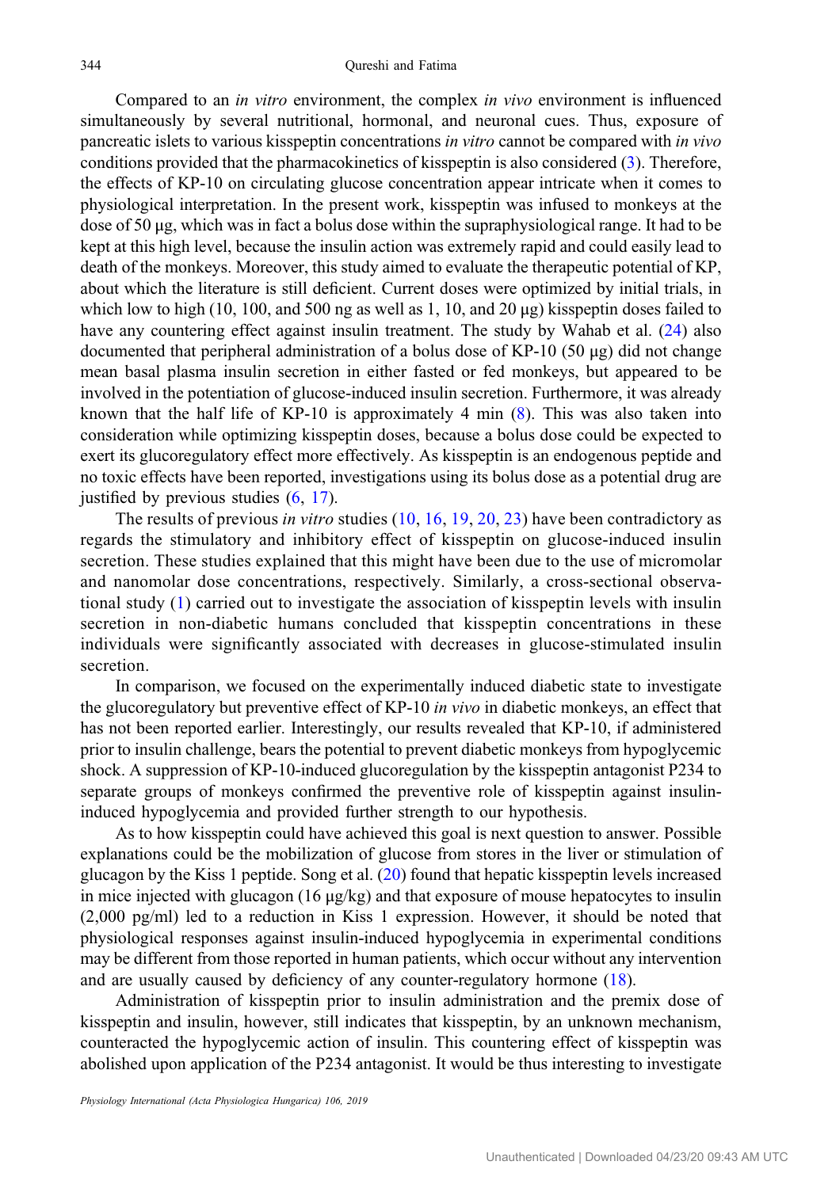Compared to an *in vitro* environment, the complex *in vivo* environment is influenced simultaneously by several nutritional, hormonal, and neuronal cues. Thus, exposure of pancreatic islets to various kisspeptin concentrations *in vitro* cannot be compared with *in vivo* conditions provided that the pharmacokinetics of kisspeptin is also considered (3). Therefore, the effects of KP-10 on circulating glucose concentration appear intricate when it comes to physiological interpretation. In the present work, kisspeptin was infused to monkeys at the dose of 50 μg, which was in fact a bolus dose within the supraphysiological range. It had to be kept at this high level, because the insulin action was extremely rapid and could easily lead to death of the monkeys. Moreover, this study aimed to evaluate the therapeutic potential of KP, about which the literature is still deficient. Current doses were optimized by initial trials, in which low to high (10, 100, and 500 ng as well as 1, 10, and 20 μg) kisspeptin doses failed to have any countering effect against insulin treatment. The study by Wahab et al. (24) also documented that peripheral administration of a bolus dose of KP-10 (50 μg) did not change mean basal plasma insulin secretion in either fasted or fed monkeys, but appeared to be involved in the potentiation of glucose-induced insulin secretion. Furthermore, it was already known that the half life of KP-10 is approximately 4 min (8). This was also taken into consideration while optimizing kisspeptin doses, because a bolus dose could be expected to exert its glucoregulatory effect more effectively. As kisspeptin is an endogenous peptide and no toxic effects have been reported, investigations using its bolus dose as a potential drug are justified by previous studies (6, 17).

The results of previous *in vitro* studies (10, 16, 19, 20, 23) have been contradictory as regards the stimulatory and inhibitory effect of kisspeptin on glucose-induced insulin secretion. These studies explained that this might have been due to the use of micromolar and nanomolar dose concentrations, respectively. Similarly, a cross-sectional observational study (1) carried out to investigate the association of kisspeptin levels with insulin secretion in non-diabetic humans concluded that kisspeptin concentrations in these individuals were significantly associated with decreases in glucose-stimulated insulin secretion.

In comparison, we focused on the experimentally induced diabetic state to investigate the glucoregulatory but preventive effect of KP-10 *in vivo* in diabetic monkeys, an effect that has not been reported earlier. Interestingly, our results revealed that KP-10, if administered prior to insulin challenge, bears the potential to prevent diabetic monkeys from hypoglycemic shock. A suppression of KP-10-induced glucoregulation by the kisspeptin antagonist P234 to separate groups of monkeys confirmed the preventive role of kisspeptin against insulin-induced hypoglycemia and provided further strength to our hypothesis.

As to how kisspeptin could have achieved this goal is next question to answer. Possible explanations could be the mobilization of glucose from stores in the liver or stimulation of glucagon by the Kiss 1 peptide. Song et al. (20) found that hepatic kisspeptin levels increased in mice injected with glucagon (16 μg/kg) and that exposure of mouse hepatocytes to insulin (2,000 pg/ml) led to a reduction in Kiss 1 expression. However, it should be noted that physiological responses against insulin-induced hypoglycemia in experimental conditions may be different from those reported in human patients, which occur without any intervention and are usually caused by deficiency of any counter-regulatory hormone (18).

Administration of kisspeptin prior to insulin administration and the premix dose of kisspeptin and insulin, however, still indicates that kisspeptin, by an unknown mechanism, counteracted the hypoglycemic action of insulin. This countering effect of kisspeptin was abolished upon application of the P234 antagonist. It would be thus interesting to investigate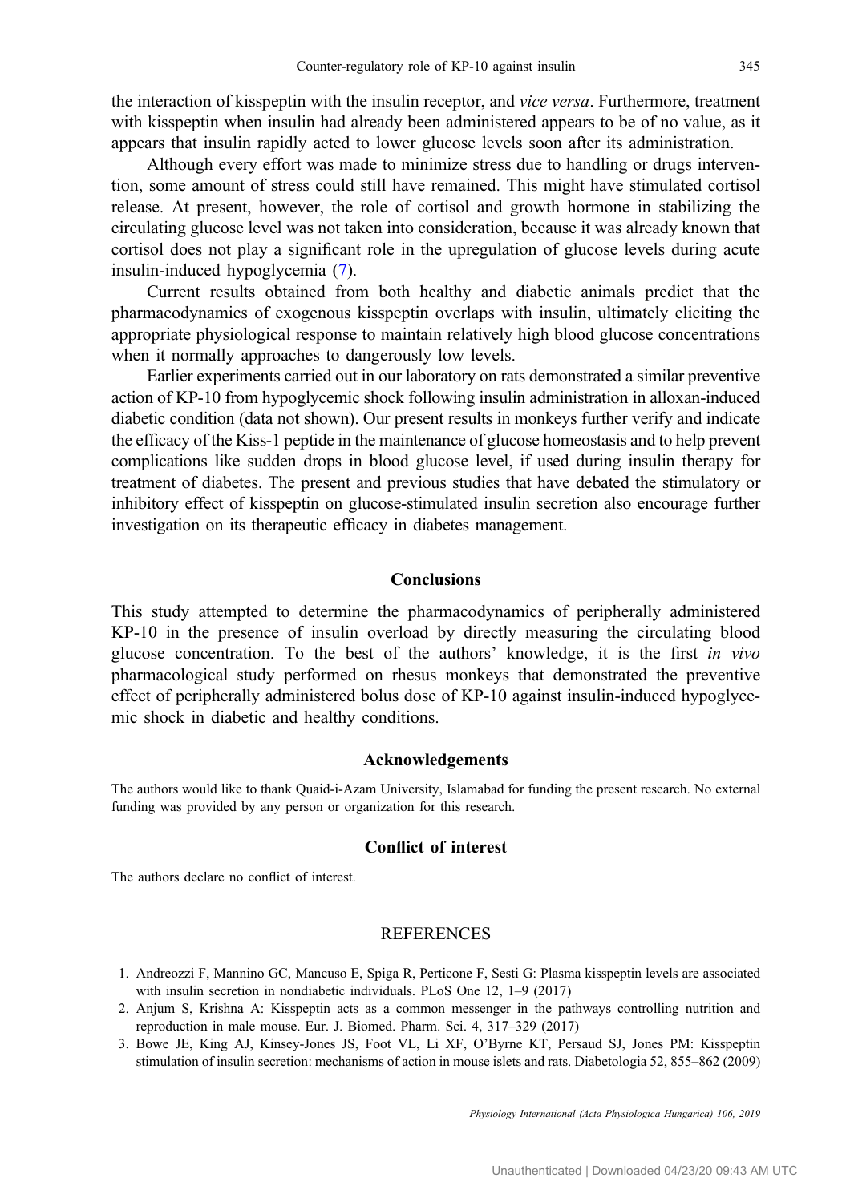the interaction of kisspeptin with the insulin receptor, and *vice versa*. Furthermore, treatment with kisspeptin when insulin had already been administered appears to be of no value, as it appears that insulin rapidly acted to lower glucose levels soon after its administration.

Although every effort was made to minimize stress due to handling or drugs intervention, some amount of stress could still have remained. This might have stimulated cortisol release. At present, however, the role of cortisol and growth hormone in stabilizing the circulating glucose level was not taken into consideration, because it was already known that cortisol does not play a significant role in the upregulation of glucose levels during acute insulin-induced hypoglycemia (7).

Current results obtained from both healthy and diabetic animals predict that the pharmacodynamics of exogenous kisspeptin overlaps with insulin, ultimately eliciting the appropriate physiological response to maintain relatively high blood glucose concentrations when it normally approaches to dangerously low levels.

Earlier experiments carried out in our laboratory on rats demonstrated a similar preventive action of KP-10 from hypoglycemic shock following insulin administration in alloxan-induced diabetic condition (data not shown). Our present results in monkeys further verify and indicate the efficacy of the Kiss-1 peptide in the maintenance of glucose homeostasis and to help prevent complications like sudden drops in blood glucose level, if used during insulin therapy for treatment of diabetes. The present and previous studies that have debated the stimulatory or inhibitory effect of kisspeptin on glucose-stimulated insulin secretion also encourage further investigation on its therapeutic efficacy in diabetes management.

## Conclusions

This study attempted to determine the pharmacodynamics of peripherally administered KP-10 in the presence of insulin overload by directly measuring the circulating blood glucose concentration. To the best of the authors' knowledge, it is the first *in vivo* pharmacological study performed on rhesus monkeys that demonstrated the preventive effect of peripherally administered bolus dose of KP-10 against insulin-induced hypoglycemic shock in diabetic and healthy conditions.

## Acknowledgements

The authors would like to thank Quaid-i-Azam University, Islamabad for funding the present research. No external funding was provided by any person or organization for this research.

## Conflict of interest

The authors declare no conflict of interest.

## REFERENCES

1. Andreozzi F, Mannino GC, Mancuso E, Spiga R, Perticone F, Sesti G: Plasma kisspeptin levels are associated with insulin secretion in nondiabetic individuals. PLoS One 12, 1–9 (2017)
2. Anjum S, Krishna A: Kisspeptin acts as a common messenger in the pathways controlling nutrition and reproduction in male mouse. Eur. J. Biomed. Pharm. Sci. 4, 317–329 (2017)
3. Bowe JE, King AJ, Kinsey-Jones JS, Foot VL, Li XF, O'Byrne KT, Persaud SJ, Jones PM: Kisspeptin stimulation of insulin secretion: mechanisms of action in mouse islets and rats. Diabetologia 52, 855–862 (2009)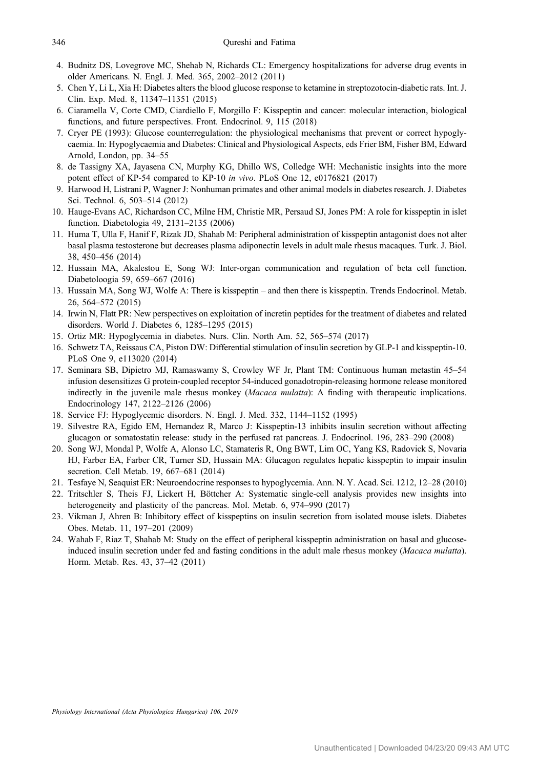4. Budnitz DS, Lovegrove MC, Shehab N, Richards CL: Emergency hospitalizations for adverse drug events in older Americans. N. Engl. J. Med. 365, 2002–2012 (2011)
5. Chen Y, Li L, Xia H: Diabetes alters the blood glucose response to ketamine in streptozotocin-diabetic rats. Int. J. Clin. Exp. Med. 8, 11347–11351 (2015)
6. Ciaramella V, Corte CMD, Ciardiello F, Morgillo F: Kisspeptin and cancer: molecular interaction, biological functions, and future perspectives. Front. Endocrinol. 9, 115 (2018)
7. Cryer PE (1993): Glucose counterregulation: the physiological mechanisms that prevent or correct hypoglycaemia. In: Hypoglycaemia and Diabetes: Clinical and Physiological Aspects, eds Frier BM, Fisher BM, Edward Arnold, London, pp. 34–55
8. de Tassigny XA, Jayasena CN, Murphy KG, Dhillo WS, Colledge WH: Mechanistic insights into the more potent effect of KP-54 compared to KP-10 *in vivo*. PLoS One 12, e0176821 (2017)
9. Harwood H, Listrani P, Wagner J: Nonhuman primates and other animal models in diabetes research. J. Diabetes Sci. Technol. 6, 503–514 (2012)
10. Hauge-Evans AC, Richardson CC, Milne HM, Christie MR, Persaud SJ, Jones PM: A role for kisspeptin in islet function. Diabetologia 49, 2131–2135 (2006)
11. Huma T, Ulla F, Hanif F, Rizak JD, Shahab M: Peripheral administration of kisspeptin antagonist does not alter basal plasma testosterone but decreases plasma adiponectin levels in adult male rhesus macaques. Turk. J. Biol. 38, 450–456 (2014)
12. Hussain MA, Akalestou E, Song WJ: Inter-organ communication and regulation of beta cell function. Diabetoloogia 59, 659–667 (2016)
13. Hussain MA, Song WJ, Wolfe A: There is kisspeptin – and then there is kisspeptin. Trends Endocrinol. Metab. 26, 564–572 (2015)
14. Irwin N, Flatt PR: New perspectives on exploitation of incretin peptides for the treatment of diabetes and related disorders. World J. Diabetes 6, 1285–1295 (2015)
15. Ortiz MR: Hypoglycemia in diabetes. Nurs. Clin. North Am. 52, 565–574 (2017)
16. Schwetz TA, Reissaus CA, Piston DW: Differential stimulation of insulin secretion by GLP-1 and kisspeptin-10. PLoS One 9, e113020 (2014)
17. Seminara SB, Dipietro MJ, Ramaswamy S, Crowley WF Jr, Plant TM: Continuous human metastin 45–54 infusion desensitizes G protein-coupled receptor 54-induced gonadotropin-releasing hormone release monitored indirectly in the juvenile male rhesus monkey (*Macaca mulatta*): A finding with therapeutic implications. Endocrinology 147, 2122–2126 (2006)
18. Service FJ: Hypoglycemic disorders. N. Engl. J. Med. 332, 1144–1152 (1995)
19. Silvestre RA, Egido EM, Hernandez R, Marco J: Kisspeptin-13 inhibits insulin secretion without affecting glucagon or somatostatin release: study in the perfused rat pancreas. J. Endocrinol. 196, 283–290 (2008)
20. Song WJ, Mondal P, Wolfe A, Alonso LC, Stamateris R, Ong BWT, Lim OC, Yang KS, Radovick S, Novaria HJ, Farber EA, Farber CR, Turner SD, Hussain MA: Glucagon regulates hepatic kisspeptin to impair insulin secretion. Cell Metab. 19, 667–681 (2014)
21. Tesfaye N, Seaquist ER: Neuroendocrine responses to hypoglycemia. Ann. N. Y. Acad. Sci. 1212, 12–28 (2010)
22. Tritschler S, Theis FJ, Lickert H, Böttcher A: Systematic single-cell analysis provides new insights into heterogeneity and plasticity of the pancreas. Mol. Metab. 6, 974–990 (2017)
23. Vikman J, Ahren B: Inhibitory effect of kisspeptins on insulin secretion from isolated mouse islets. Diabetes Obes. Metab. 11, 197–201 (2009)
24. Wahab F, Riaz T, Shahab M: Study on the effect of peripheral kisspeptin administration on basal and glucose-induced insulin secretion under fed and fasting conditions in the adult male rhesus monkey (*Macaca mulatta*). Horm. Metab. Res. 43, 37–42 (2011)